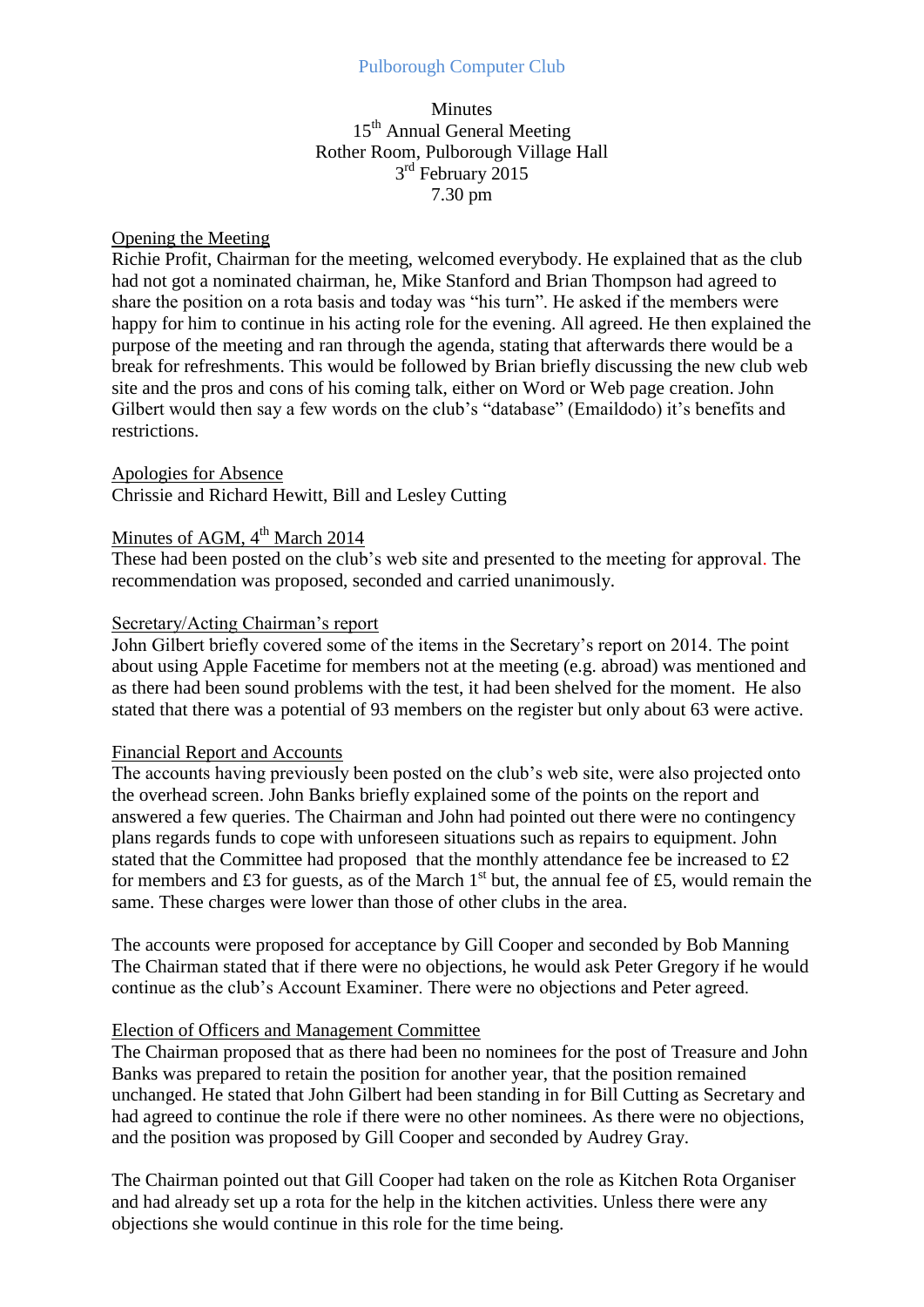Pulborough Computer Club

Minutes
15th Annual General Meeting
Rother Room, Pulborough Village Hall
3rd February 2015
7.30 pm

## Opening the Meeting

Richie Profit, Chairman for the meeting, welcomed everybody. He explained that as the club had not got a nominated chairman, he, Mike Stanford and Brian Thompson had agreed to share the position on a rota basis and today was "his turn". He asked if the members were happy for him to continue in his acting role for the evening. All agreed. He then explained the purpose of the meeting and ran through the agenda, stating that afterwards there would be a break for refreshments. This would be followed by Brian briefly discussing the new club web site and the pros and cons of his coming talk, either on Word or Web page creation. John Gilbert would then say a few words on the club's "database" (Emaildodo) it's benefits and restrictions.

## Apologies for Absence

Chrissie and Richard Hewitt, Bill and Lesley Cutting

## Minutes of AGM, 4th March 2014

These had been posted on the club's web site and presented to the meeting for approval. The recommendation was proposed, seconded and carried unanimously.

## Secretary/Acting Chairman's report

John Gilbert briefly covered some of the items in the Secretary's report on 2014. The point about using Apple Facetime for members not at the meeting (e.g. abroad) was mentioned and as there had been sound problems with the test, it had been shelved for the moment. He also stated that there was a potential of 93 members on the register but only about 63 were active.

## Financial Report and Accounts

The accounts having previously been posted on the club's web site, were also projected onto the overhead screen. John Banks briefly explained some of the points on the report and answered a few queries. The Chairman and John had pointed out there were no contingency plans regards funds to cope with unforeseen situations such as repairs to equipment. John stated that the Committee had proposed that the monthly attendance fee be increased to £2 for members and £3 for guests, as of the March 1st but, the annual fee of £5, would remain the same. These charges were lower than those of other clubs in the area.

The accounts were proposed for acceptance by Gill Cooper and seconded by Bob Manning The Chairman stated that if there were no objections, he would ask Peter Gregory if he would continue as the club's Account Examiner. There were no objections and Peter agreed.

## Election of Officers and Management Committee

The Chairman proposed that as there had been no nominees for the post of Treasure and John Banks was prepared to retain the position for another year, that the position remained unchanged. He stated that John Gilbert had been standing in for Bill Cutting as Secretary and had agreed to continue the role if there were no other nominees. As there were no objections, and the position was proposed by Gill Cooper and seconded by Audrey Gray.

The Chairman pointed out that Gill Cooper had taken on the role as Kitchen Rota Organiser and had already set up a rota for the help in the kitchen activities. Unless there were any objections she would continue in this role for the time being.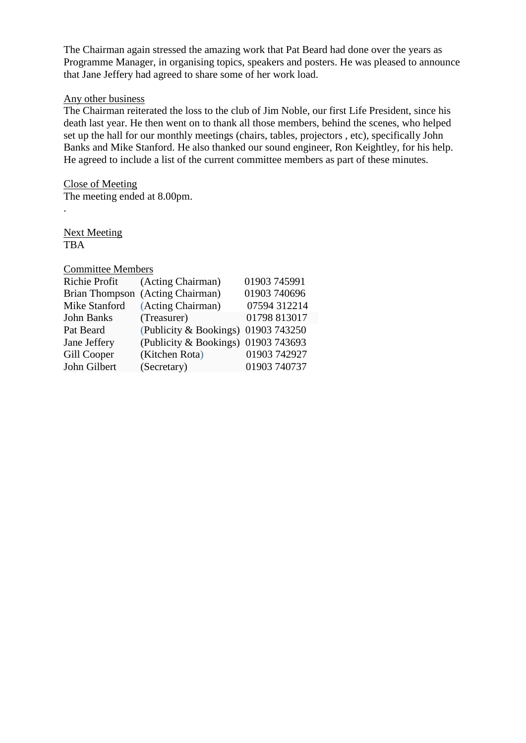The Chairman again stressed the amazing work that Pat Beard had done over the years as Programme Manager, in organising topics, speakers and posters. He was pleased to announce that Jane Jeffery had agreed to share some of her work load.

Any other business

The Chairman reiterated the loss to the club of Jim Noble, our first Life President, since his death last year. He then went on to thank all those members, behind the scenes, who helped set up the hall for our monthly meetings (chairs, tables, projectors , etc), specifically John Banks and Mike Stanford. He also thanked our sound engineer, Ron Keightley, for his help. He agreed to include a list of the current committee members as part of these minutes.

Close of Meeting

The meeting ended at 8.00pm.

.

Next Meeting

TBA

Committee Members

| | | |
|---|---|---|
| Richie Profit | (Acting Chairman) | 01903 745991 |
| Brian Thompson | (Acting Chairman) | 01903 740696 |
| Mike Stanford | (Acting Chairman) | 07594 312214 |
| John Banks | (Treasurer) | 01798 813017 |
| Pat Beard | (Publicity & Bookings) | 01903 743250 |
| Jane Jeffery | (Publicity & Bookings) | 01903 743693 |
| Gill Cooper | (Kitchen Rota) | 01903 742927 |
| John Gilbert | (Secretary) | 01903 740737 |